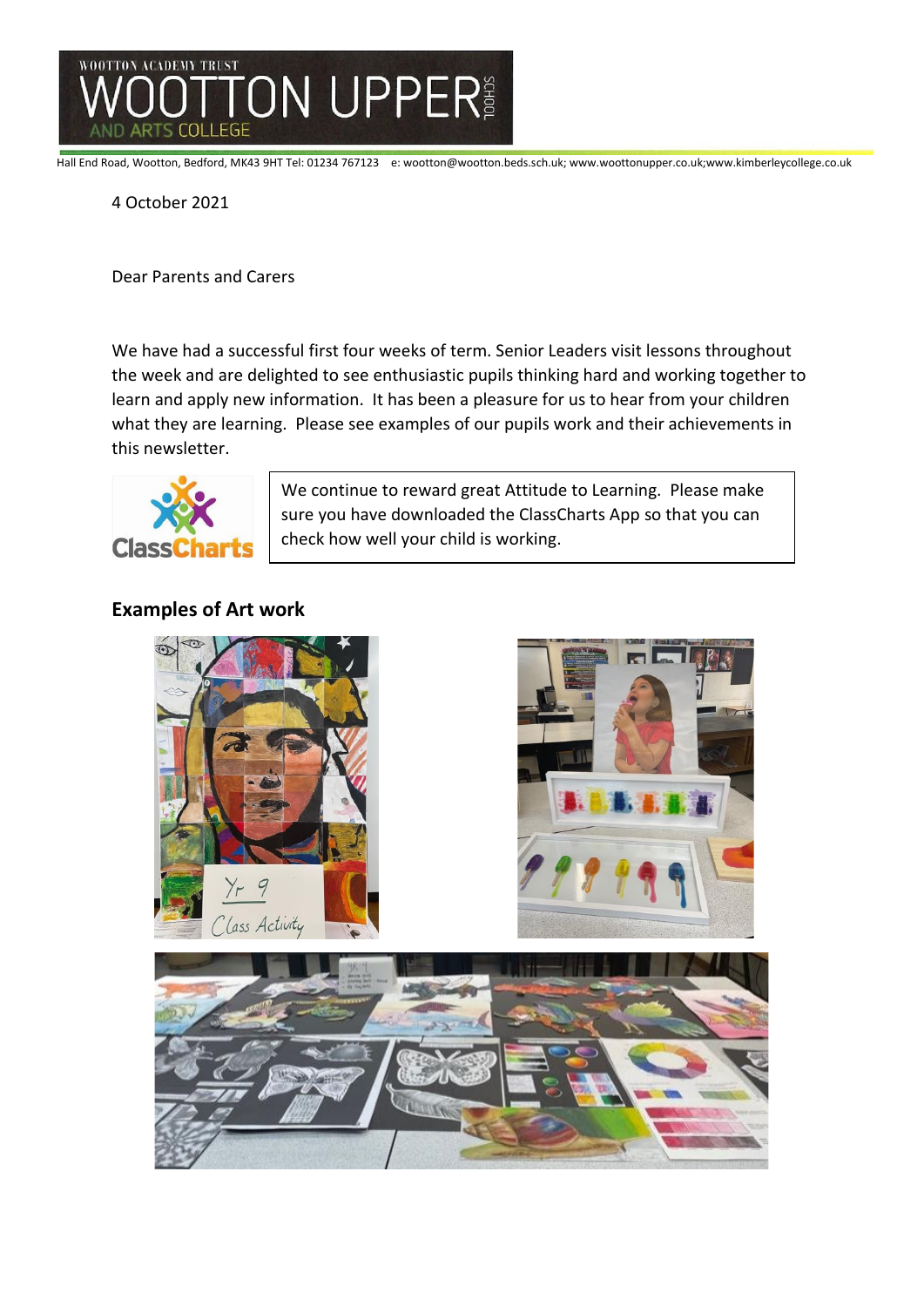WOOTTON ACADEMY TRUST

# WOOTTON UPPER SCHOOL AND ARTS COLLEGE

Hall End Road, Wootton, Bedford, MK43 9HT Tel: 01234 767123 e: wootton@wootton.beds.sch.uk; www.woottonupper.co.uk;www.kimberleycollege.co.uk

4 October 2021

Dear Parents and Carers

We have had a successful first four weeks of term. Senior Leaders visit lessons throughout the week and are delighted to see enthusiastic pupils thinking hard and working together to learn and apply new information. It has been a pleasure for us to hear from your children what they are learning. Please see examples of our pupils work and their achievements in this newsletter.

We continue to reward great Attitude to Learning. Please make sure you have downloaded the ClassCharts App so that you can check how well your child is working.

## Examples of Art work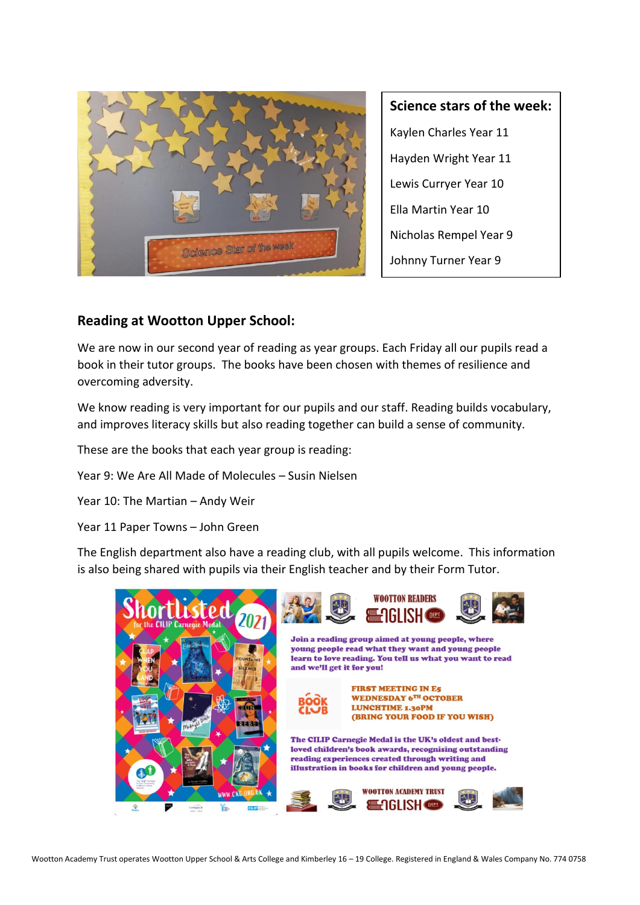**Science stars of the week:**

Kaylen Charles Year 11

Hayden Wright Year 11

Lewis Curryer Year 10

Ella Martin Year 10

Nicholas Rempel Year 9

Johnny Turner Year 9

## Reading at Wootton Upper School:

We are now in our second year of reading as year groups. Each Friday all our pupils read a book in their tutor groups. The books have been chosen with themes of resilience and overcoming adversity.

We know reading is very important for our pupils and our staff. Reading builds vocabulary, and improves literacy skills but also reading together can build a sense of community.

These are the books that each year group is reading:

Year 9: We Are All Made of Molecules – Susin Nielsen

Year 10: The Martian – Andy Weir

Year 11 Paper Towns – John Green

The English department also have a reading club, with all pupils welcome. This information is also being shared with pupils via their English teacher and by their Form Tutor.

**WOOTTON READERS**

**Join a reading group aimed at young people, where young people read what they want and young people learn to love reading. You tell us what you want to read and we'll get it for you!**

**FIRST MEETING IN E5**
**WEDNESDAY 6TH OCTOBER**
**LUNCHTIME 1.30PM**
**(BRING YOUR FOOD IF YOU WISH)**

**The CILIP Carnegie Medal is the UK's oldest and best-loved children's book awards, recognising outstanding reading experiences created through writing and illustration in books for children and young people.**

**WOOTTON ACADEMY TRUST**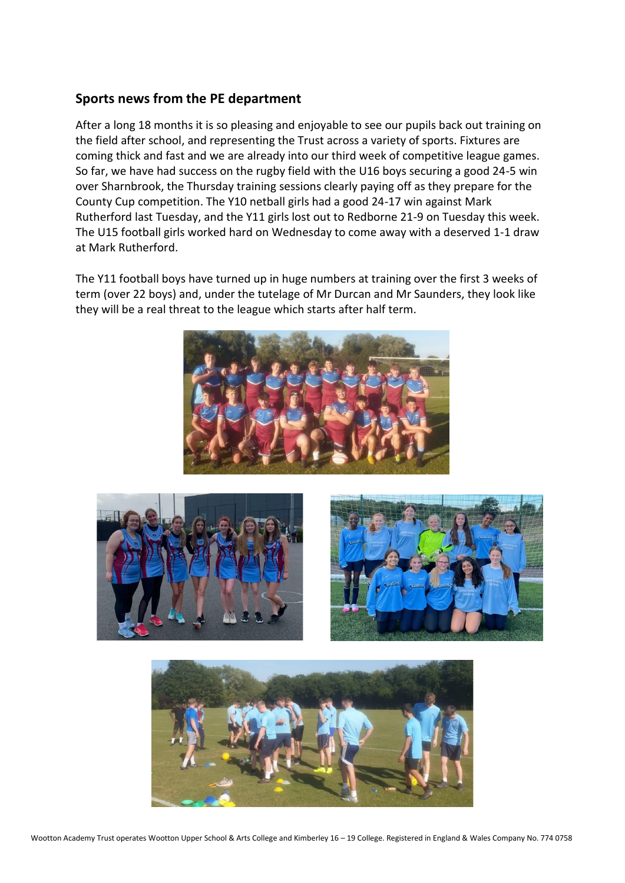## Sports news from the PE department

After a long 18 months it is so pleasing and enjoyable to see our pupils back out training on the field after school, and representing the Trust across a variety of sports. Fixtures are coming thick and fast and we are already into our third week of competitive league games. So far, we have had success on the rugby field with the U16 boys securing a good 24-5 win over Sharnbrook, the Thursday training sessions clearly paying off as they prepare for the County Cup competition. The Y10 netball girls had a good 24-17 win against Mark Rutherford last Tuesday, and the Y11 girls lost out to Redborne 21-9 on Tuesday this week. The U15 football girls worked hard on Wednesday to come away with a deserved 1-1 draw at Mark Rutherford.

The Y11 football boys have turned up in huge numbers at training over the first 3 weeks of term (over 22 boys) and, under the tutelage of Mr Durcan and Mr Saunders, they look like they will be a real threat to the league which starts after half term.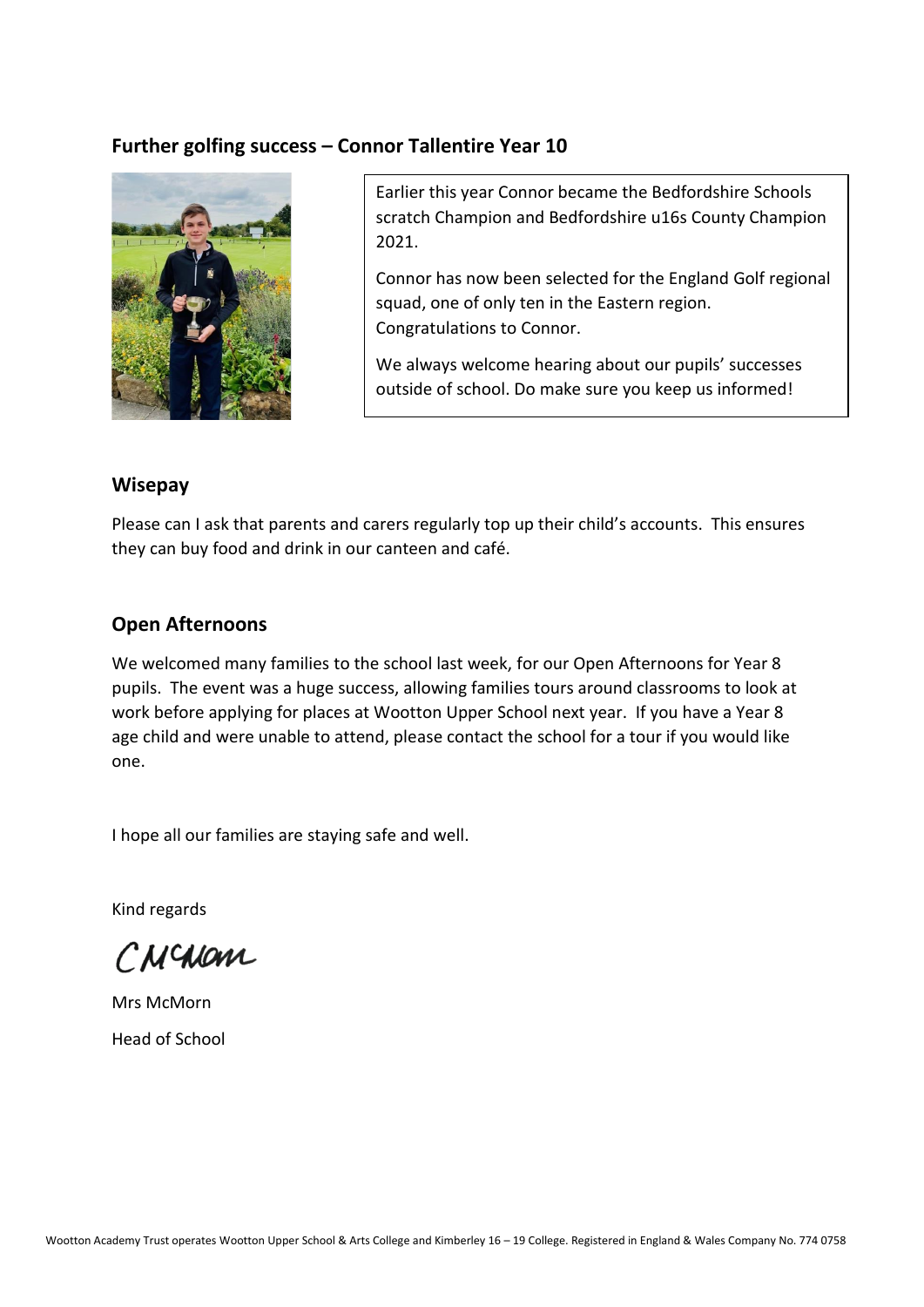## Further golfing success – Connor Tallentire Year 10

Earlier this year Connor became the Bedfordshire Schools scratch Champion and Bedfordshire u16s County Champion 2021.

Connor has now been selected for the England Golf regional squad, one of only ten in the Eastern region. Congratulations to Connor.

We always welcome hearing about our pupils' successes outside of school. Do make sure you keep us informed!

## Wisepay

Please can I ask that parents and carers regularly top up their child's accounts. This ensures they can buy food and drink in our canteen and café.

## Open Afternoons

We welcomed many families to the school last week, for our Open Afternoons for Year 8 pupils. The event was a huge success, allowing families tours around classrooms to look at work before applying for places at Wootton Upper School next year. If you have a Year 8 age child and were unable to attend, please contact the school for a tour if you would like one.

I hope all our families are staying safe and well.

Kind regards

CMcMorn

Mrs McMorn

Head of School

Wootton Academy Trust operates Wootton Upper School & Arts College and Kimberley 16 – 19 College. Registered in England & Wales Company No. 774 0758